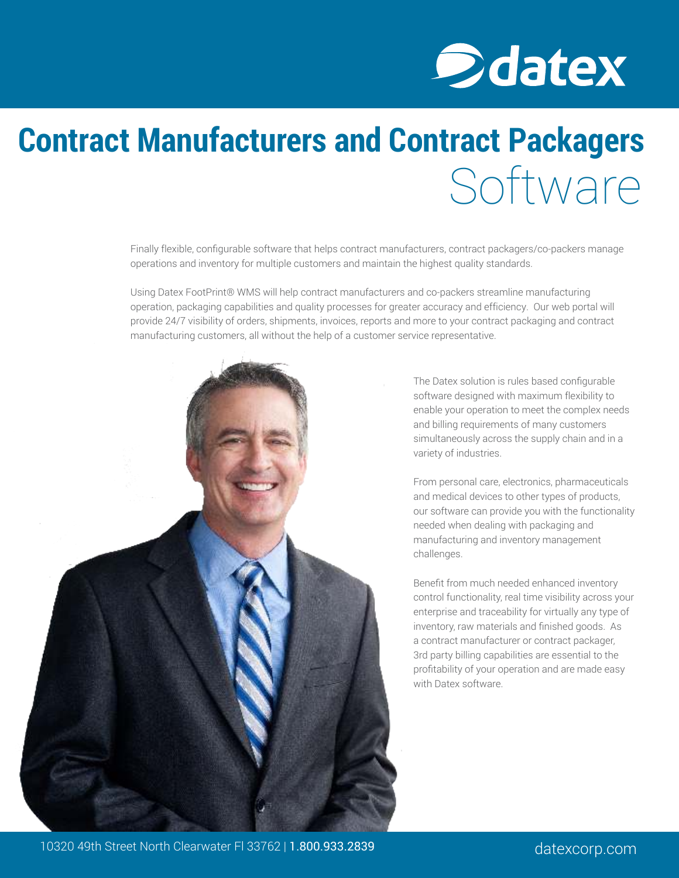# Contract Manufacturers and Contract Packagers Software

Finally flexible, configurable software that helps contract manufacturers, contract packagers/co-packers manage operations and inventory for multiple customers and maintain the highest quality standards.

Using Datex FootPrint® WMS will help contract manufacturers and co-packers streamline manufacturing operation, packaging capabilities and quality processes for greater accuracy and efficiency. Our web portal will provide 24/7 visibility of orders, shipments, invoices, reports and more to your contract packaging and contract manufacturing customers, all without the help of a customer service representative.

The Datex solution is rules based configurable software designed with maximum flexibility to enable your operation to meet the complex needs and billing requirements of many customers simultaneously across the supply chain and in a variety of industries.

From personal care, electronics, pharmaceuticals and medical devices to other types of products, our software can provide you with the functionality needed when dealing with packaging and manufacturing and inventory management challenges.

Benefit from much needed enhanced inventory control functionality, real time visibility across your enterprise and traceability for virtually any type of inventory, raw materials and finished goods. As a contract manufacturer or contract packager, 3rd party billing capabilities are essential to the profitability of your operation and are made easy with Datex software.

10320 49th Street North Clearwater Fl 33762 | 1.800.933.2839

datexcorp.com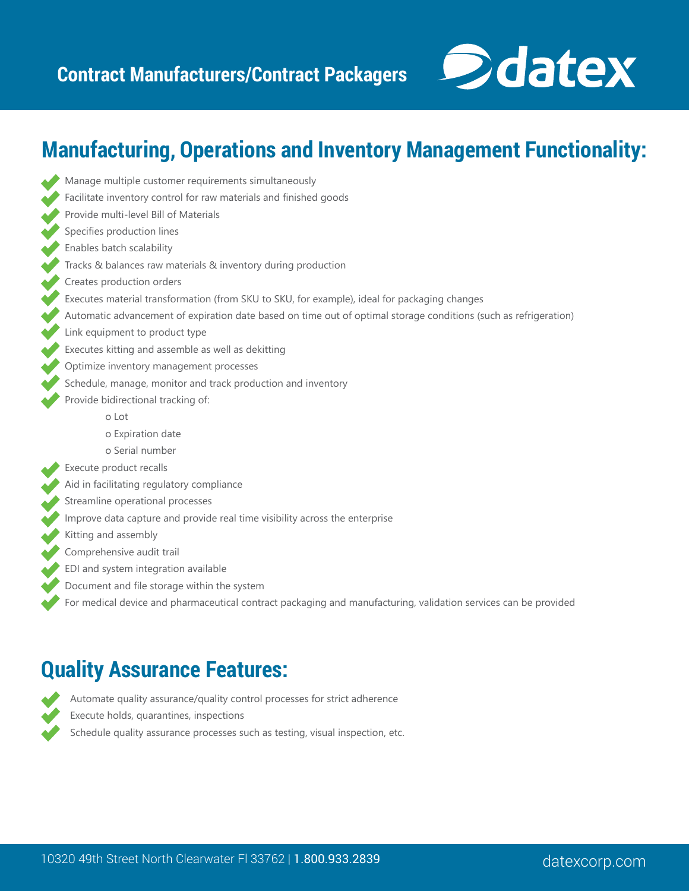# Contract Manufacturers/Contract Packagers

## Manufacturing, Operations and Inventory Management Functionality:

- Manage multiple customer requirements simultaneously
- Facilitate inventory control for raw materials and finished goods
- Provide multi-level Bill of Materials
- Specifies production lines
- Enables batch scalability
- Tracks & balances raw materials & inventory during production
- Creates production orders
- Executes material transformation (from SKU to SKU, for example), ideal for packaging changes
- Automatic advancement of expiration date based on time out of optimal storage conditions (such as refrigeration)
- Link equipment to product type
- Executes kitting and assemble as well as dekitting
- Optimize inventory management processes
- Schedule, manage, monitor and track production and inventory
- Provide bidirectional tracking of:
    - Lot
    - Expiration date
    - Serial number
- Execute product recalls
- Aid in facilitating regulatory compliance
- Streamline operational processes
- Improve data capture and provide real time visibility across the enterprise
- Kitting and assembly
- Comprehensive audit trail
- EDI and system integration available
- Document and file storage within the system
- For medical device and pharmaceutical contract packaging and manufacturing, validation services can be provided

## Quality Assurance Features:

- Automate quality assurance/quality control processes for strict adherence
- Execute holds, quarantines, inspections
- Schedule quality assurance processes such as testing, visual inspection, etc.

10320 49th Street North Clearwater Fl 33762 | 1.800.933.2839 datexcorp.com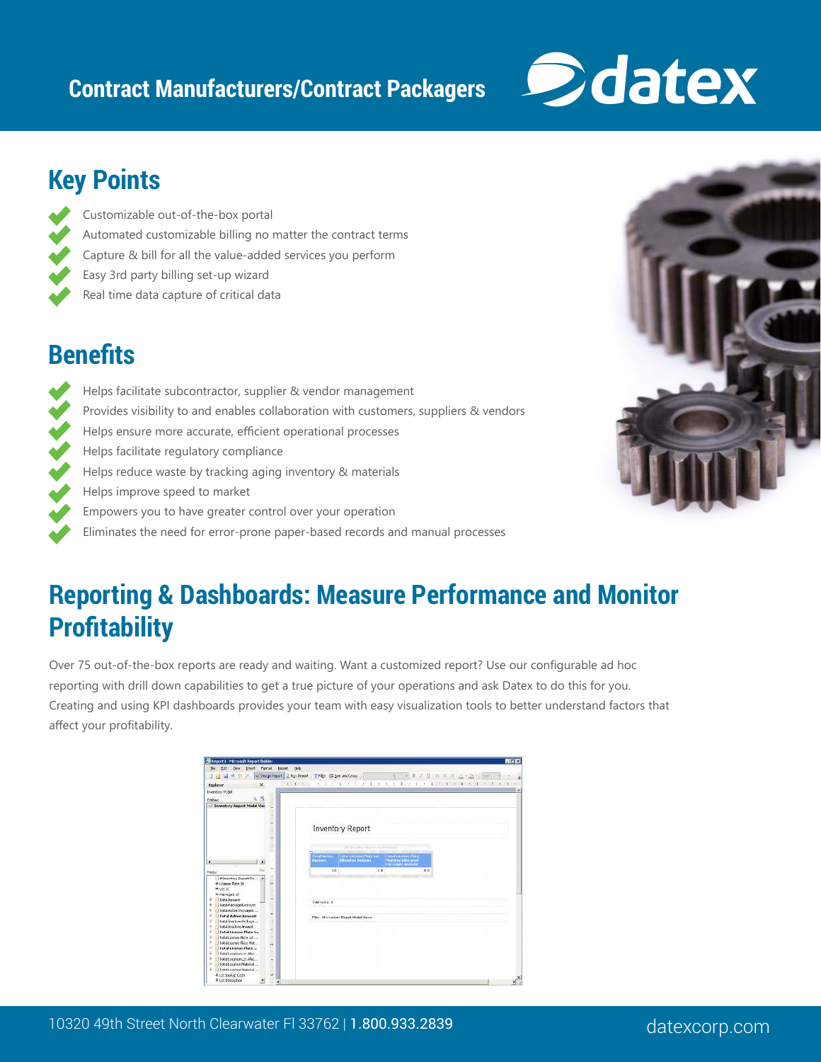## Contract Manufacturers/Contract Packagers

## Key Points

- Customizable out-of-the-box portal
- Automated customizable billing no matter the contract terms
- Capture & bill for all the value-added services you perform
- Easy 3rd party billing set-up wizard
- Real time data capture of critical data

## Benefits

- Helps facilitate subcontractor, supplier & vendor management
- Provides visibility to and enables collaboration with customers, suppliers & vendors
- Helps ensure more accurate, efficient operational processes
- Helps facilitate regulatory compliance
- Helps reduce waste by tracking aging inventory & materials
- Helps improve speed to market
- Empowers you to have greater control over your operation
- Eliminates the need for error-prone paper-based records and manual processes

## Reporting & Dashboards: Measure Performance and Monitor Profitability

Over 75 out-of-the-box reports are ready and waiting. Want a customized report? Use our configurable ad hoc reporting with drill down capabilities to get a true picture of your operations and ask Datex to do this for you. Creating and using KPI dashboards provides your team with easy visualization tools to better understand factors that affect your profitability.

10320 49th Street North Clearwater Fl 33762 | 1.800.933.2839

datexcorp.com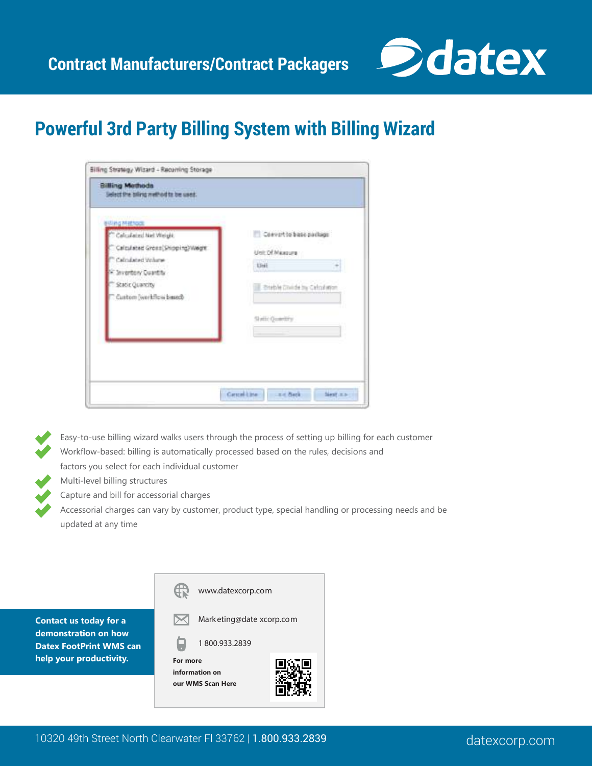Contract Manufacturers/Contract Packagers

datex

# Powerful 3rd Party Billing System with Billing Wizard

Billing Strategy Wizard - Recurring Storage

Billing Methods

Select the billing method to be used.

Billing Methods

- Calculated Net Weight
- Calculated Gross (Shipping) Weight
- Calculated Volume
- Inventory Quantity
- Static Quantity
- Custom (workflow based)

Convert to base package

Unit Of Measure

Unit

Enable Divide by Calculation

Static Quantity

Cancel Line | << Back | Next >>

- Easy-to-use billing wizard walks users through the process of setting up billing for each customer
- Workflow-based: billing is automatically processed based on the rules, decisions and factors you select for each individual customer
- Multi-level billing structures
- Capture and bill for accessorial charges
- Accessorial charges can vary by customer, product type, special handling or processing needs and be updated at any time

**Contact us today for a demonstration on how Datex FootPrint WMS can help your productivity.**

www.datexcorp.com

Marketing@datexcorp.com

1 800.933.2839

**For more information on our WMS Scan Here**

10320 49th Street North Clearwater Fl 33762 | **1.800.933.2839**

datexcorp.com